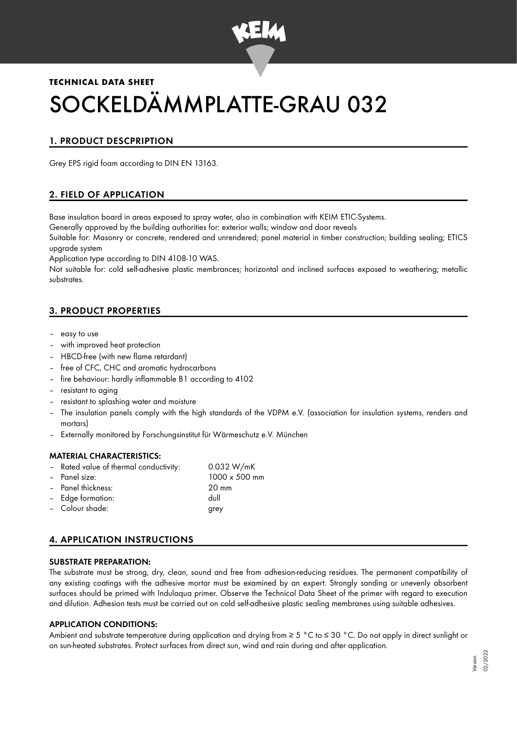**TECHNICAL DATA SHEET**

# SOCKELDÄMMPLATTE-GRAU 032

## 1. PRODUCT DESCPRIPTION

Grey EPS rigid foam according to DIN EN 13163.

## 2. FIELD OF APPLICATION

Base insulation board in areas exposed to spray water, also in combination with KEIM ETIC-Systems.

Generally approved by the building authorities for: exterior walls; window and door reveals

Suitable for: Masonry or concrete, rendered and unrendered; panel material in timber construction; building sealing; ETICS upgrade system

Application type according to DIN 4108-10 WAS.

Not suitable for: cold self-adhesive plastic membrances; horizontal and inclined surfaces exposed to weathering; metallic substrates.

## 3. PRODUCT PROPERTIES

- easy to use
- with improved heat protection
- HBCD-free (with new flame retardant)
- free of CFC, CHC and aromatic hydrocarbons
- fire behaviour: hardly inflammable B1 according to 4102
- resistant to aging
- resistant to splashing water and moisture
- The insulation panels comply with the high standards of the VDPM e.V. (association for insulation systems, renders and mortars)
- Externally monitored by Forschungsinstitut für Wärmeschutz e.V. München

### MATERIAL CHARACTERISTICS:

- Rated value of thermal conductivity: 0.032 W/mK
- Panel size: 1000 x 500 mm
- Panel thickness: 20 mm
- Edge formation: dull
- Colour shade: grey

## 4. APPLICATION INSTRUCTIONS

### SUBSTRATE PREPARATION:

The substrate must be strong, dry, clean, sound and free from adhesion-reducing residues. The permanent compatibility of any existing coatings with the adhesive mortar must be examined by an expert. Strongly sanding or unevenly absorbent surfaces should be primed with Indulaqua primer. Observe the Technical Data Sheet of the primer with regard to execution and dilution. Adhesion tests must be carried out on cold self-adhesive plastic sealing membranes using suitable adhesives.

### APPLICATION CONDITIONS:

Ambient and substrate temperature during application and drying from ≥ 5 °C to ≤ 30 °C. Do not apply in direct sunlight or on sun-heated substrates. Protect surfaces from direct sun, wind and rain during and after application.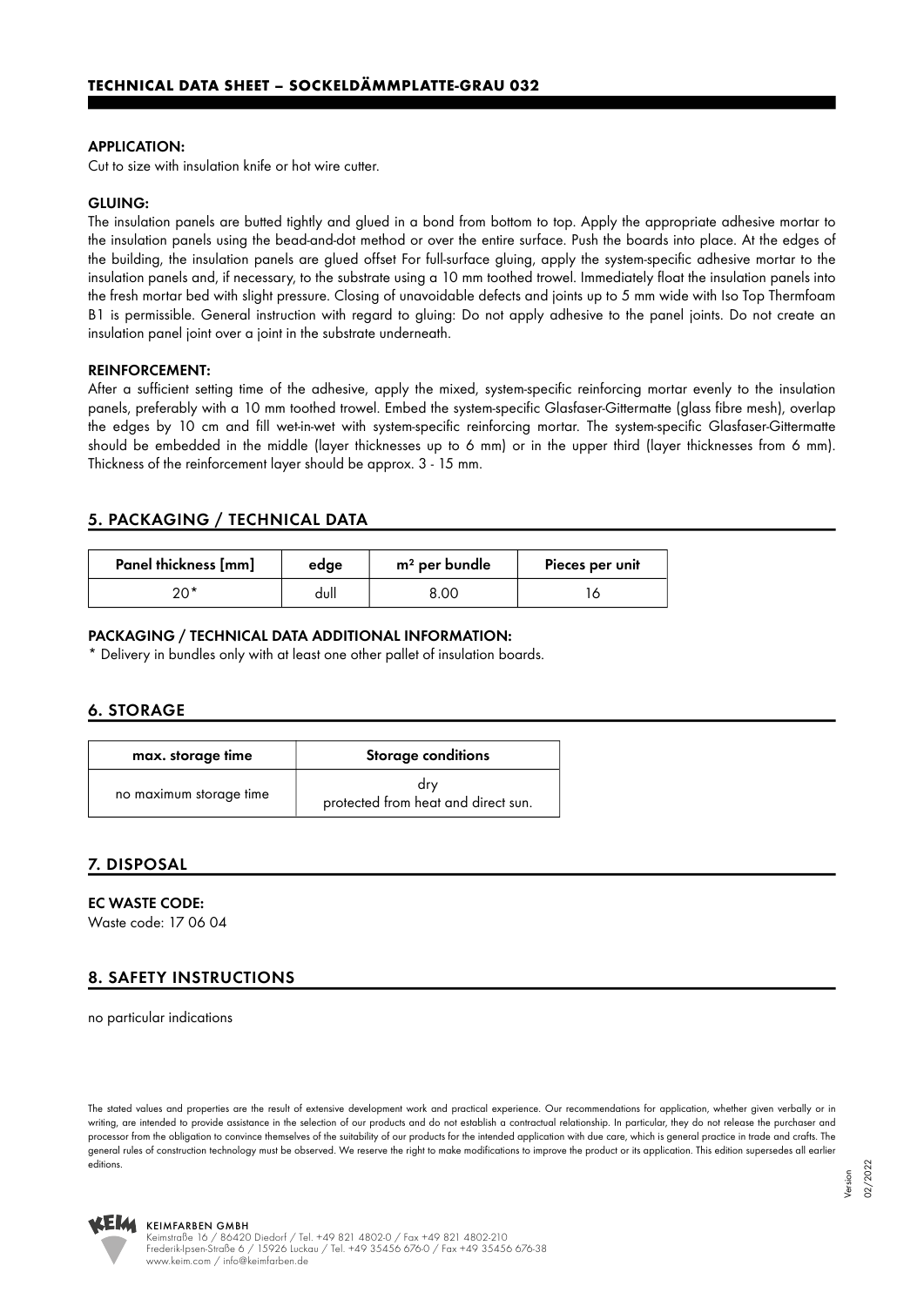## APPLICATION:

Cut to size with insulation knife or hot wire cutter.

## GLUING:

The insulation panels are butted tightly and glued in a bond from bottom to top. Apply the appropriate adhesive mortar to the insulation panels using the bead-and-dot method or over the entire surface. Push the boards into place. At the edges of the building, the insulation panels are glued offset For full-surface gluing, apply the system-specific adhesive mortar to the insulation panels and, if necessary, to the substrate using a 10 mm toothed trowel. Immediately float the insulation panels into the fresh mortar bed with slight pressure. Closing of unavoidable defects and joints up to 5 mm wide with Iso Top Thermfoam B1 is permissible. General instruction with regard to gluing: Do not apply adhesive to the panel joints. Do not create an insulation panel joint over a joint in the substrate underneath.

## REINFORCEMENT:

After a sufficient setting time of the adhesive, apply the mixed, system-specific reinforcing mortar evenly to the insulation panels, preferably with a 10 mm toothed trowel. Embed the system-specific Glasfaser-Gittermatte (glass fibre mesh), overlap the edges by 10 cm and fill wet-in-wet with system-specific reinforcing mortar. The system-specific Glasfaser-Gittermatte should be embedded in the middle (layer thicknesses up to 6 mm) or in the upper third (layer thicknesses from 6 mm). Thickness of the reinforcement layer should be approx. 3 - 15 mm.

## 5. PACKAGING / TECHNICAL DATA

| Panel thickness [mm] | edge | m² per bundle | Pieces per unit |
|---|---|---|---|
| 20* | dull | 8.00 | 16 |

### PACKAGING / TECHNICAL DATA ADDITIONAL INFORMATION:

* Delivery in bundles only with at least one other pallet of insulation boards.

## 6. STORAGE

| max. storage time | Storage conditions |
|---|---|
| no maximum storage time | dry<br>protected from heat and direct sun. |

## 7. DISPOSAL

### EC WASTE CODE:

Waste code: 17 06 04

## 8. SAFETY INSTRUCTIONS

no particular indications

The stated values and properties are the result of extensive development work and practical experience. Our recommendations for application, whether given verbally or in writing, are intended to provide assistance in the selection of our products and do not establish a contractual relationship. In particular, they do not release the purchaser and processor from the obligation to convince themselves of the suitability of our products for the intended application with due care, which is general practice in trade and crafts. The general rules of construction technology must be observed. We reserve the right to make modifications to improve the product or its application. This edition supersedes all earlier editions.

Version 02/2022

**KEIMFARBEN GMBH**
Keimstraße 16 / 86420 Diedorf / Tel. +49 821 4802-0 / Fax +49 821 4802-210
Frederik-Ipsen-Straße 6 / 15926 Luckau / Tel. +49 35456 676-0 / Fax +49 35456 676-38
www.keim.com / info@keimfarben.de